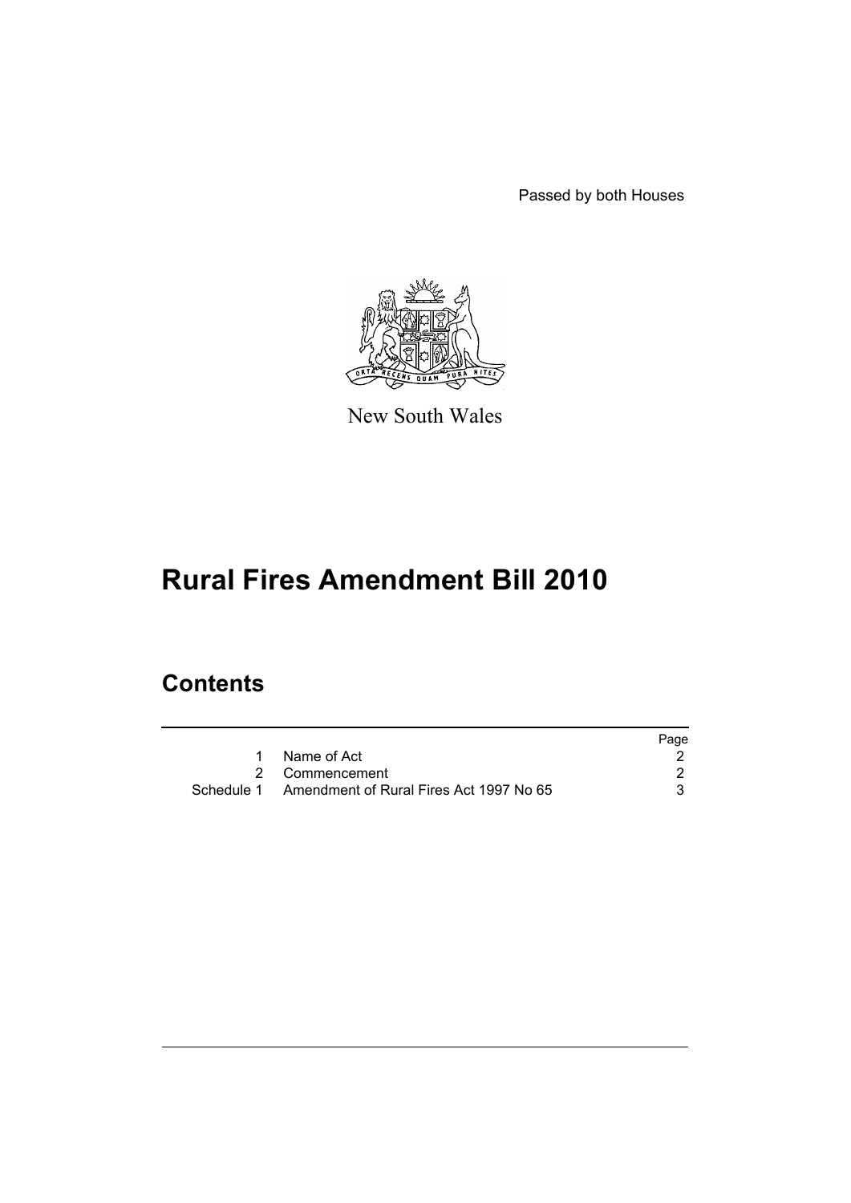Passed by both Houses

New South Wales

# Rural Fires Amendment Bill 2010

## Contents

| | | Page |
|---|---|---|
| 1 | Name of Act | 2 |
| 2 | Commencement | 2 |
| Schedule 1 | Amendment of Rural Fires Act 1997 No 65 | 3 |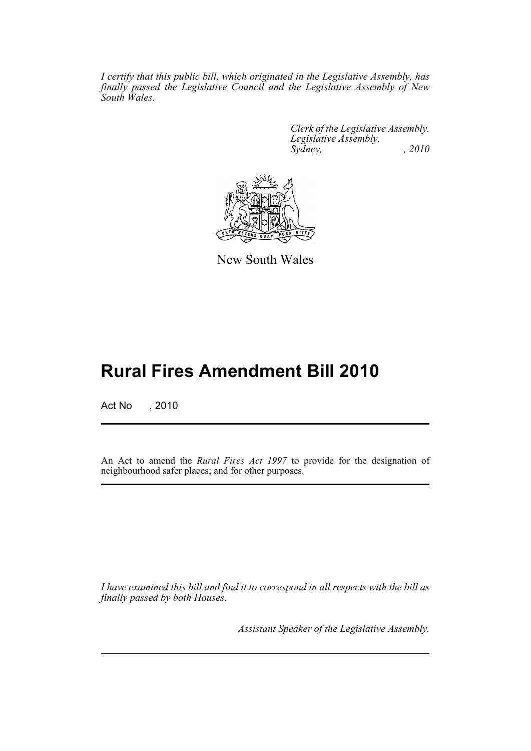*I certify that this public bill, which originated in the Legislative Assembly, has finally passed the Legislative Council and the Legislative Assembly of New South Wales.*

*Clerk of the Legislative Assembly.*
*Legislative Assembly,*
*Sydney, , 2010*

New South Wales

# Rural Fires Amendment Bill 2010

Act No , 2010

An Act to amend the *Rural Fires Act 1997* to provide for the designation of neighbourhood safer places; and for other purposes.

*I have examined this bill and find it to correspond in all respects with the bill as finally passed by both Houses.*

*Assistant Speaker of the Legislative Assembly.*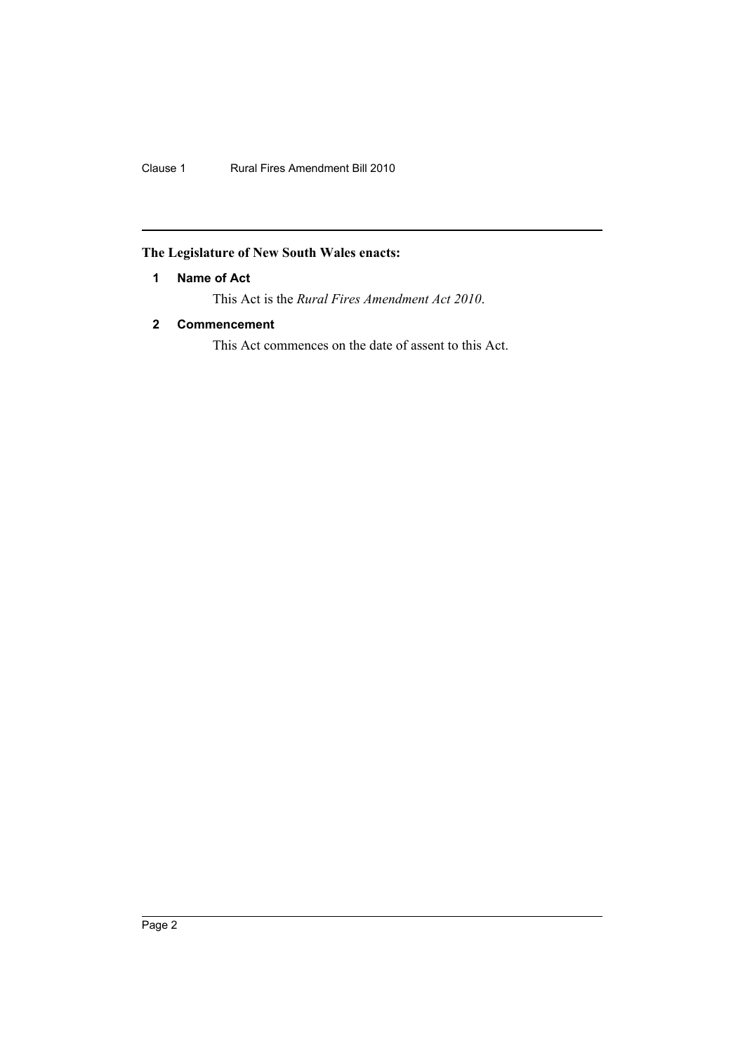**The Legislature of New South Wales enacts:**

## 1 Name of Act

This Act is the *Rural Fires Amendment Act 2010*.

## 2 Commencement

This Act commences on the date of assent to this Act.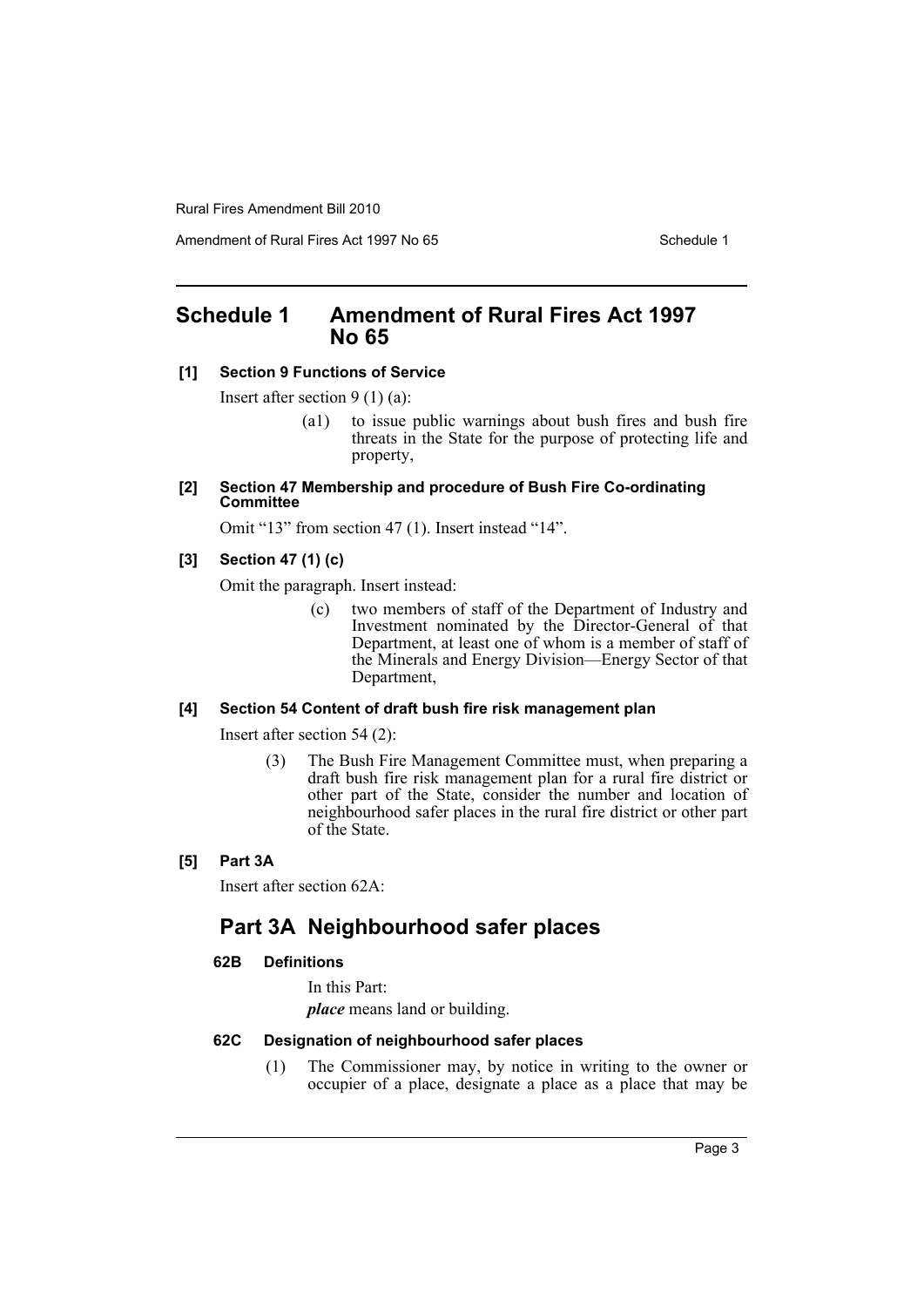# Schedule 1 Amendment of Rural Fires Act 1997 No 65

**[1] Section 9 Functions of Service**

Insert after section 9 (1) (a):

(a1) to issue public warnings about bush fires and bush fire threats in the State for the purpose of protecting life and property,

**[2] Section 47 Membership and procedure of Bush Fire Co-ordinating Committee**

Omit "13" from section 47 (1). Insert instead "14".

**[3] Section 47 (1) (c)**

Omit the paragraph. Insert instead:

(c) two members of staff of the Department of Industry and Investment nominated by the Director-General of that Department, at least one of whom is a member of staff of the Minerals and Energy Division—Energy Sector of that Department,

**[4] Section 54 Content of draft bush fire risk management plan**

Insert after section 54 (2):

(3) The Bush Fire Management Committee must, when preparing a draft bush fire risk management plan for a rural fire district or other part of the State, consider the number and location of neighbourhood safer places in the rural fire district or other part of the State.

**[5] Part 3A**

Insert after section 62A:

## Part 3A Neighbourhood safer places

**62B Definitions**

In this Part:

***place*** means land or building.

**62C Designation of neighbourhood safer places**

(1) The Commissioner may, by notice in writing to the owner or occupier of a place, designate a place as a place that may be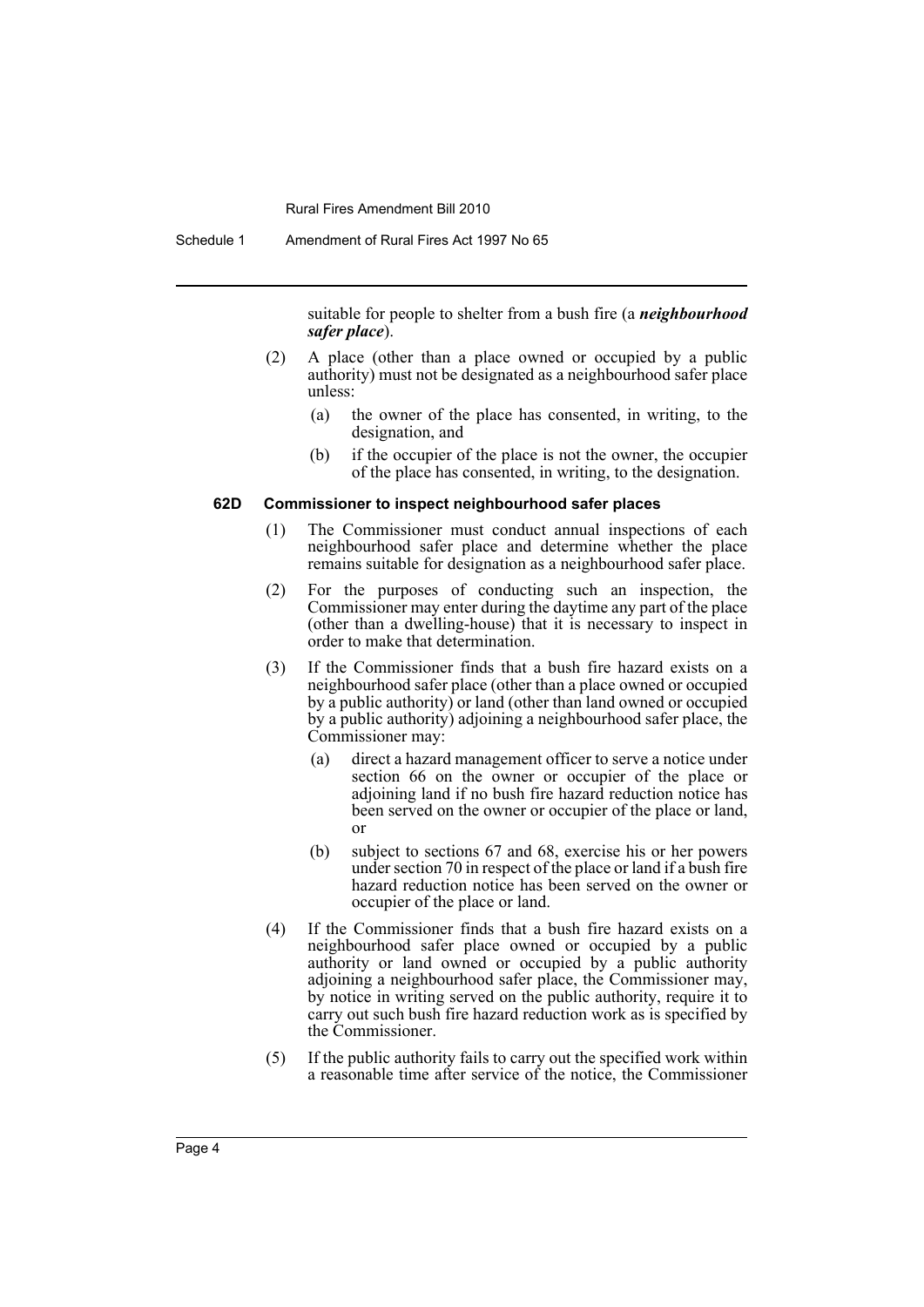suitable for people to shelter from a bush fire (a ***neighbourhood safer place***).

(2) A place (other than a place owned or occupied by a public authority) must not be designated as a neighbourhood safer place unless:

(a) the owner of the place has consented, in writing, to the designation, and

(b) if the occupier of the place is not the owner, the occupier of the place has consented, in writing, to the designation.

#### 62D Commissioner to inspect neighbourhood safer places

(1) The Commissioner must conduct annual inspections of each neighbourhood safer place and determine whether the place remains suitable for designation as a neighbourhood safer place.

(2) For the purposes of conducting such an inspection, the Commissioner may enter during the daytime any part of the place (other than a dwelling-house) that it is necessary to inspect in order to make that determination.

(3) If the Commissioner finds that a bush fire hazard exists on a neighbourhood safer place (other than a place owned or occupied by a public authority) or land (other than land owned or occupied by a public authority) adjoining a neighbourhood safer place, the Commissioner may:

(a) direct a hazard management officer to serve a notice under section 66 on the owner or occupier of the place or adjoining land if no bush fire hazard reduction notice has been served on the owner or occupier of the place or land, or

(b) subject to sections 67 and 68, exercise his or her powers under section 70 in respect of the place or land if a bush fire hazard reduction notice has been served on the owner or occupier of the place or land.

(4) If the Commissioner finds that a bush fire hazard exists on a neighbourhood safer place owned or occupied by a public authority or land owned or occupied by a public authority adjoining a neighbourhood safer place, the Commissioner may, by notice in writing served on the public authority, require it to carry out such bush fire hazard reduction work as is specified by the Commissioner.

(5) If the public authority fails to carry out the specified work within a reasonable time after service of the notice, the Commissioner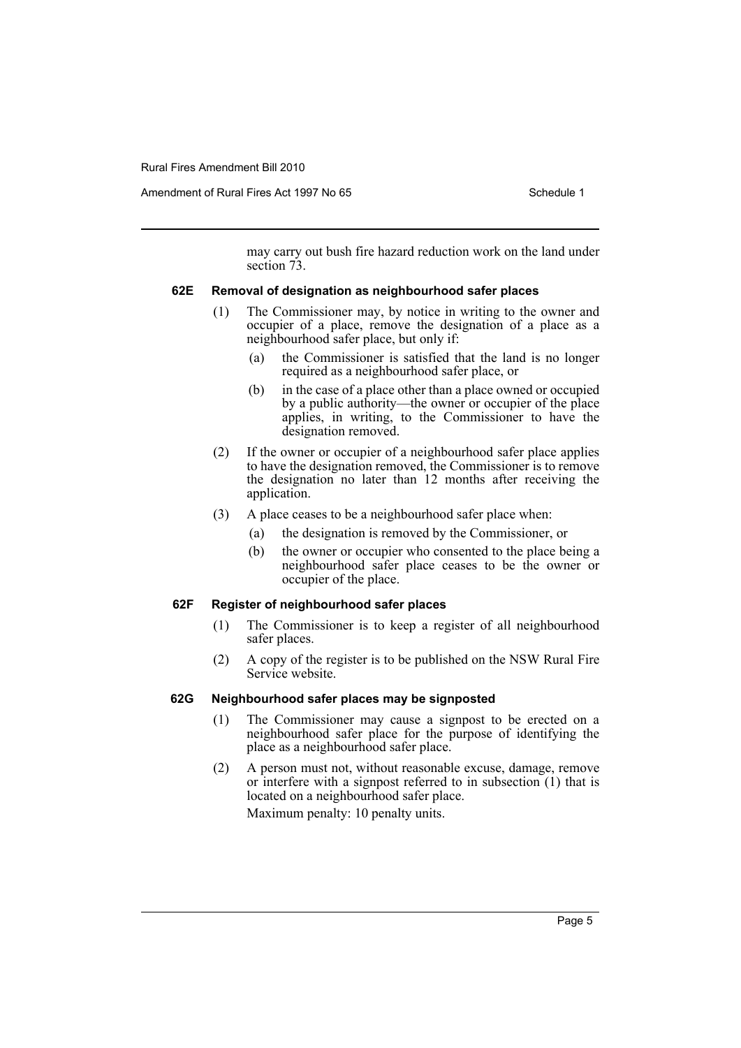may carry out bush fire hazard reduction work on the land under section 73.

#### 62E Removal of designation as neighbourhood safer places

(1) The Commissioner may, by notice in writing to the owner and occupier of a place, remove the designation of a place as a neighbourhood safer place, but only if:

- (a) the Commissioner is satisfied that the land is no longer required as a neighbourhood safer place, or
- (b) in the case of a place other than a place owned or occupied by a public authority—the owner or occupier of the place applies, in writing, to the Commissioner to have the designation removed.

(2) If the owner or occupier of a neighbourhood safer place applies to have the designation removed, the Commissioner is to remove the designation no later than 12 months after receiving the application.

(3) A place ceases to be a neighbourhood safer place when:

- (a) the designation is removed by the Commissioner, or
- (b) the owner or occupier who consented to the place being a neighbourhood safer place ceases to be the owner or occupier of the place.

#### 62F Register of neighbourhood safer places

(1) The Commissioner is to keep a register of all neighbourhood safer places.

(2) A copy of the register is to be published on the NSW Rural Fire Service website.

#### 62G Neighbourhood safer places may be signposted

(1) The Commissioner may cause a signpost to be erected on a neighbourhood safer place for the purpose of identifying the place as a neighbourhood safer place.

(2) A person must not, without reasonable excuse, damage, remove or interfere with a signpost referred to in subsection (1) that is located on a neighbourhood safer place.

Maximum penalty: 10 penalty units.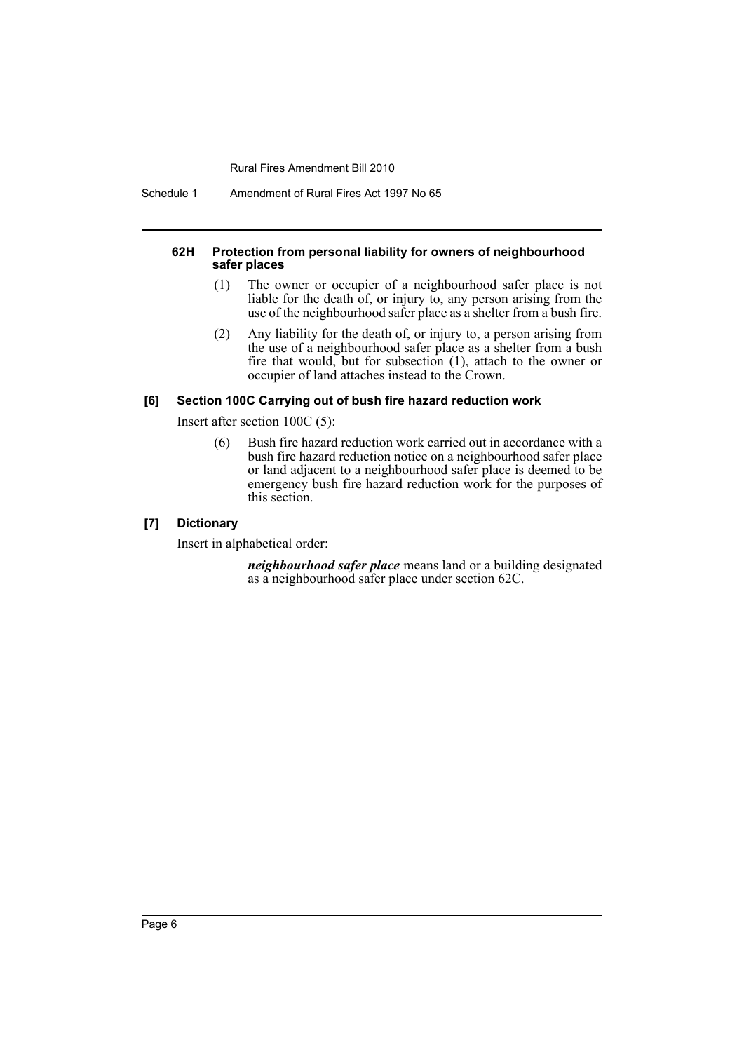#### 62H Protection from personal liability for owners of neighbourhood safer places

(1) The owner or occupier of a neighbourhood safer place is not liable for the death of, or injury to, any person arising from the use of the neighbourhood safer place as a shelter from a bush fire.

(2) Any liability for the death of, or injury to, a person arising from the use of a neighbourhood safer place as a shelter from a bush fire that would, but for subsection (1), attach to the owner or occupier of land attaches instead to the Crown.

### [6] Section 100C Carrying out of bush fire hazard reduction work

Insert after section 100C (5):

(6) Bush fire hazard reduction work carried out in accordance with a bush fire hazard reduction notice on a neighbourhood safer place or land adjacent to a neighbourhood safer place is deemed to be emergency bush fire hazard reduction work for the purposes of this section.

### [7] Dictionary

Insert in alphabetical order:

***neighbourhood safer place*** means land or a building designated as a neighbourhood safer place under section 62C.